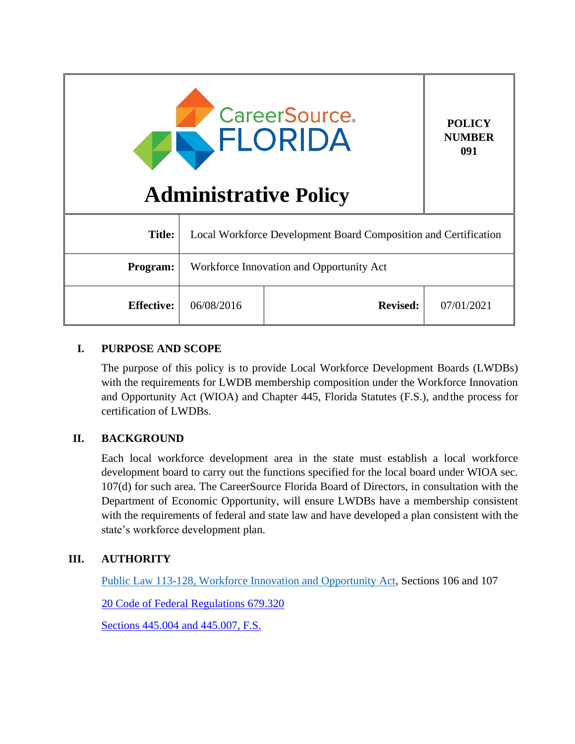CareerSource FLORIDA

# Administrative Policy

**POLICY NUMBER 091**

| | | | |
|---|---|---|---|
| **Title:** | Local Workforce Development Board Composition and Certification | | |
| **Program:** | Workforce Innovation and Opportunity Act | | |
| **Effective:** | 06/08/2016 | **Revised:** | 07/01/2021 |

## I. PURPOSE AND SCOPE

The purpose of this policy is to provide Local Workforce Development Boards (LWDBs) with the requirements for LWDB membership composition under the Workforce Innovation and Opportunity Act (WIOA) and Chapter 445, Florida Statutes (F.S.), and the process for certification of LWDBs.

## II. BACKGROUND

Each local workforce development area in the state must establish a local workforce development board to carry out the functions specified for the local board under WIOA sec. 107(d) for such area. The CareerSource Florida Board of Directors, in consultation with the Department of Economic Opportunity, will ensure LWDBs have a membership consistent with the requirements of federal and state law and have developed a plan consistent with the state's workforce development plan.

## III. AUTHORITY

Public Law 113-128, Workforce Innovation and Opportunity Act, Sections 106 and 107

20 Code of Federal Regulations 679.320

Sections 445.004 and 445.007, F.S.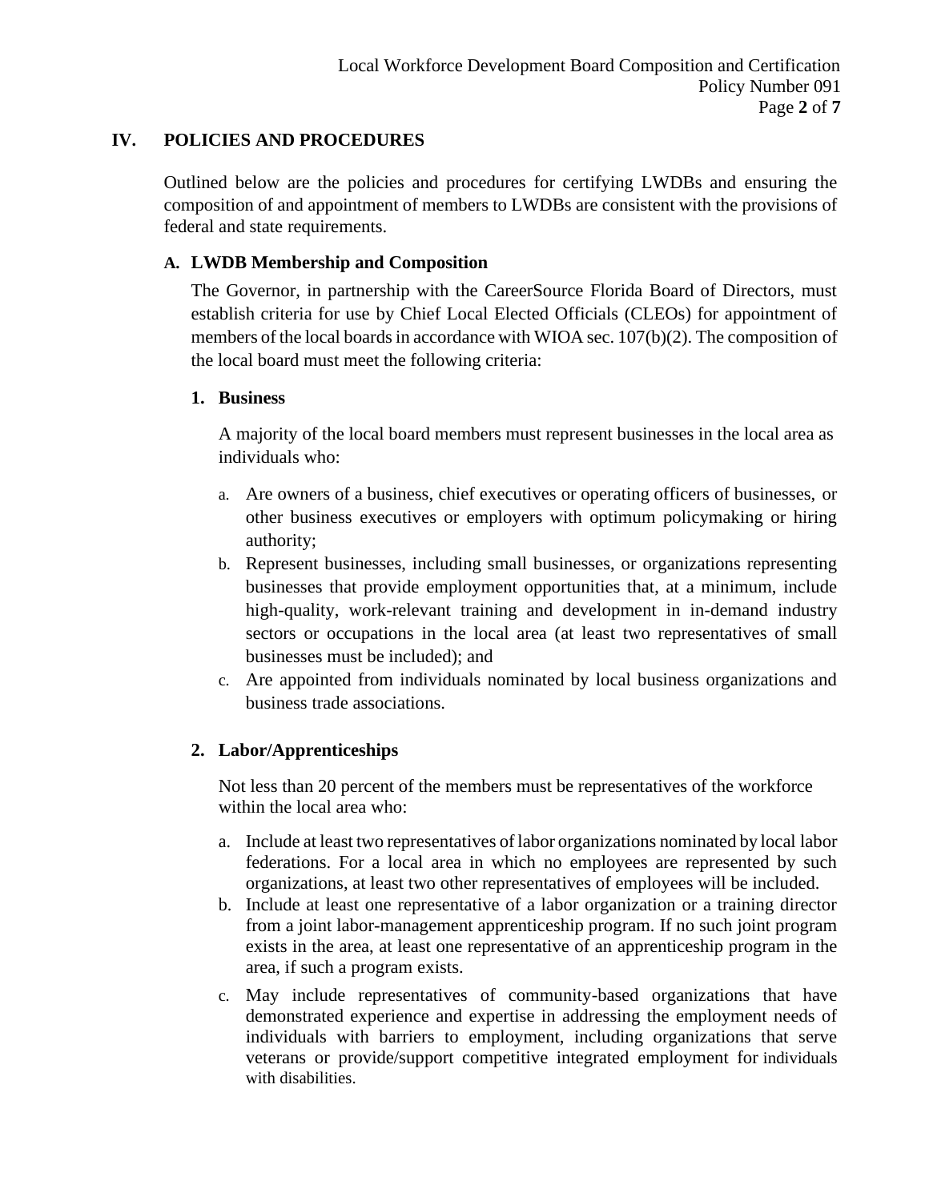## IV. POLICIES AND PROCEDURES

Outlined below are the policies and procedures for certifying LWDBs and ensuring the composition of and appointment of members to LWDBs are consistent with the provisions of federal and state requirements.

### A. LWDB Membership and Composition

The Governor, in partnership with the CareerSource Florida Board of Directors, must establish criteria for use by Chief Local Elected Officials (CLEOs) for appointment of members of the local boards in accordance with WIOA sec. 107(b)(2). The composition of the local board must meet the following criteria:

#### 1. Business

A majority of the local board members must represent businesses in the local area as individuals who:

a. Are owners of a business, chief executives or operating officers of businesses, or other business executives or employers with optimum policymaking or hiring authority;
b. Represent businesses, including small businesses, or organizations representing businesses that provide employment opportunities that, at a minimum, include high-quality, work-relevant training and development in in-demand industry sectors or occupations in the local area (at least two representatives of small businesses must be included); and
c. Are appointed from individuals nominated by local business organizations and business trade associations.

#### 2. Labor/Apprenticeships

Not less than 20 percent of the members must be representatives of the workforce within the local area who:

a. Include at least two representatives of labor organizations nominated by local labor federations. For a local area in which no employees are represented by such organizations, at least two other representatives of employees will be included.
b. Include at least one representative of a labor organization or a training director from a joint labor-management apprenticeship program. If no such joint program exists in the area, at least one representative of an apprenticeship program in the area, if such a program exists.
c. May include representatives of community-based organizations that have demonstrated experience and expertise in addressing the employment needs of individuals with barriers to employment, including organizations that serve veterans or provide/support competitive integrated employment for individuals with disabilities.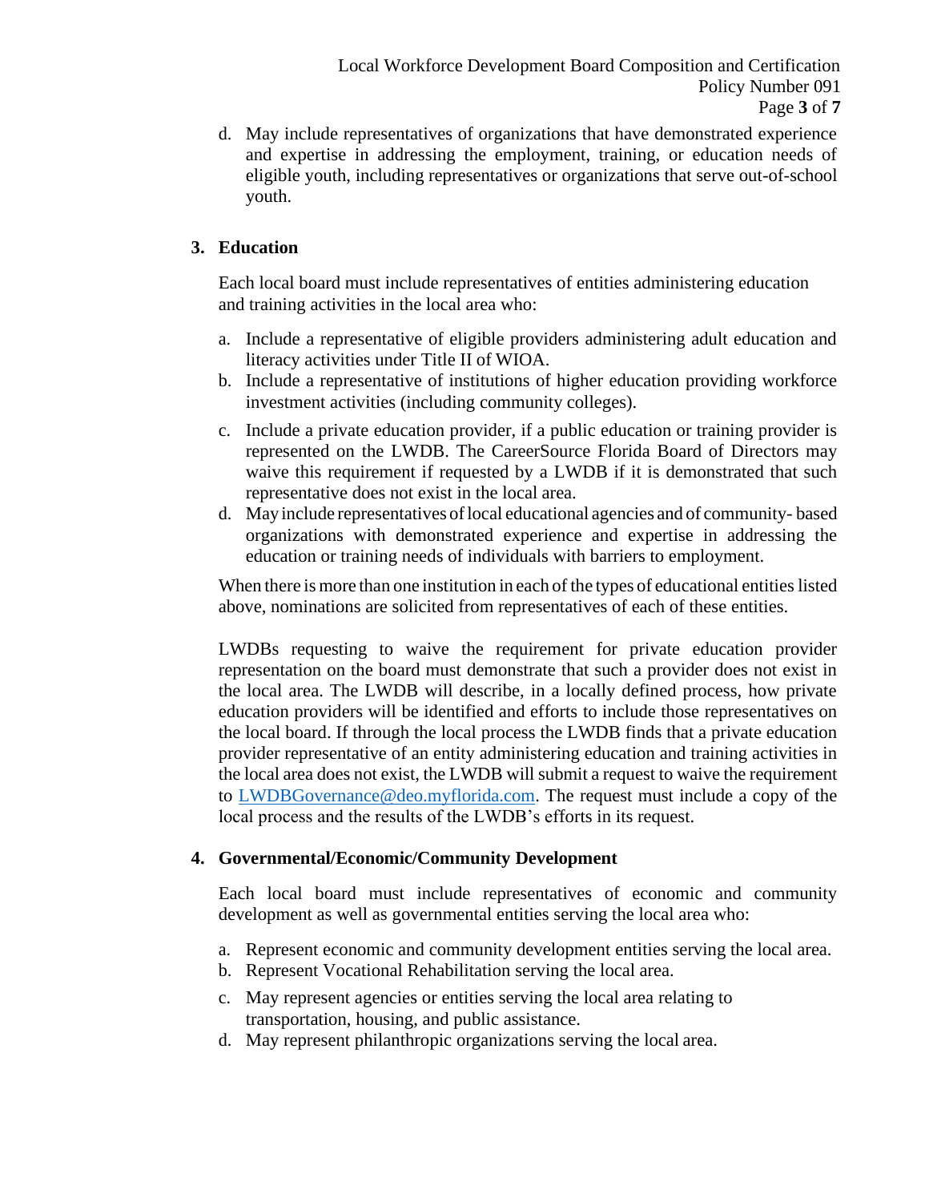d. May include representatives of organizations that have demonstrated experience and expertise in addressing the employment, training, or education needs of eligible youth, including representatives or organizations that serve out-of-school youth.

**3. Education**

Each local board must include representatives of entities administering education and training activities in the local area who:

a. Include a representative of eligible providers administering adult education and literacy activities under Title II of WIOA.
b. Include a representative of institutions of higher education providing workforce investment activities (including community colleges).
c. Include a private education provider, if a public education or training provider is represented on the LWDB. The CareerSource Florida Board of Directors may waive this requirement if requested by a LWDB if it is demonstrated that such representative does not exist in the local area.
d. May include representatives of local educational agencies and of community- based organizations with demonstrated experience and expertise in addressing the education or training needs of individuals with barriers to employment.

When there is more than one institution in each of the types of educational entities listed above, nominations are solicited from representatives of each of these entities.

LWDBs requesting to waive the requirement for private education provider representation on the board must demonstrate that such a provider does not exist in the local area. The LWDB will describe, in a locally defined process, how private education providers will be identified and efforts to include those representatives on the local board. If through the local process the LWDB finds that a private education provider representative of an entity administering education and training activities in the local area does not exist, the LWDB will submit a request to waive the requirement to [LWDBGovernance@deo.myflorida.com](mailto:LWDBGovernance@deo.myflorida.com). The request must include a copy of the local process and the results of the LWDB's efforts in its request.

**4. Governmental/Economic/Community Development**

Each local board must include representatives of economic and community development as well as governmental entities serving the local area who:

a. Represent economic and community development entities serving the local area.
b. Represent Vocational Rehabilitation serving the local area.
c. May represent agencies or entities serving the local area relating to transportation, housing, and public assistance.
d. May represent philanthropic organizations serving the local area.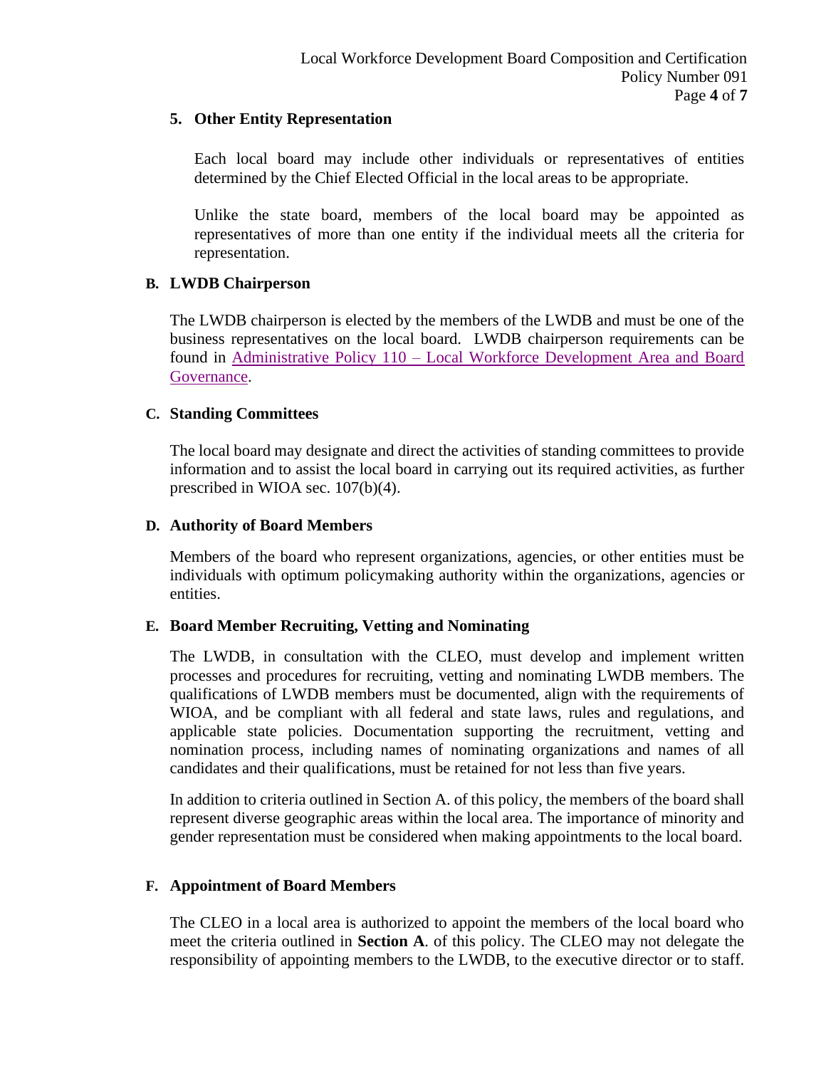### 5. Other Entity Representation

Each local board may include other individuals or representatives of entities determined by the Chief Elected Official in the local areas to be appropriate.

Unlike the state board, members of the local board may be appointed as representatives of more than one entity if the individual meets all the criteria for representation.

## B. LWDB Chairperson

The LWDB chairperson is elected by the members of the LWDB and must be one of the business representatives on the local board. LWDB chairperson requirements can be found in [Administrative Policy 110 – Local Workforce Development Area and Board Governance](#).

## C. Standing Committees

The local board may designate and direct the activities of standing committees to provide information and to assist the local board in carrying out its required activities, as further prescribed in WIOA sec. 107(b)(4).

## D. Authority of Board Members

Members of the board who represent organizations, agencies, or other entities must be individuals with optimum policymaking authority within the organizations, agencies or entities.

## E. Board Member Recruiting, Vetting and Nominating

The LWDB, in consultation with the CLEO, must develop and implement written processes and procedures for recruiting, vetting and nominating LWDB members. The qualifications of LWDB members must be documented, align with the requirements of WIOA, and be compliant with all federal and state laws, rules and regulations, and applicable state policies. Documentation supporting the recruitment, vetting and nomination process, including names of nominating organizations and names of all candidates and their qualifications, must be retained for not less than five years.

In addition to criteria outlined in Section A. of this policy, the members of the board shall represent diverse geographic areas within the local area. The importance of minority and gender representation must be considered when making appointments to the local board.

## F. Appointment of Board Members

The CLEO in a local area is authorized to appoint the members of the local board who meet the criteria outlined in **Section A**. of this policy. The CLEO may not delegate the responsibility of appointing members to the LWDB, to the executive director or to staff.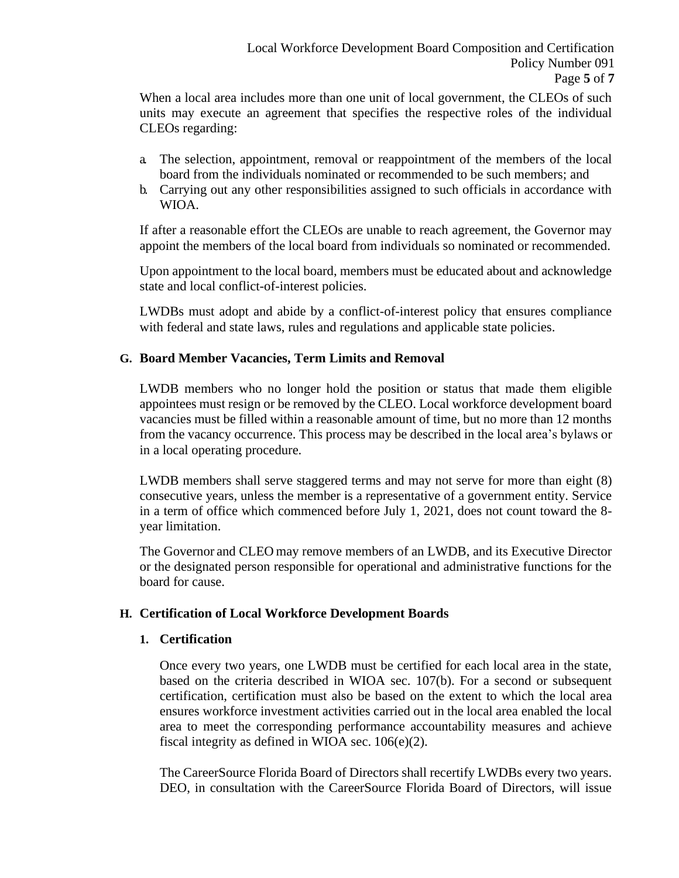When a local area includes more than one unit of local government, the CLEOs of such units may execute an agreement that specifies the respective roles of the individual CLEOs regarding:

a. The selection, appointment, removal or reappointment of the members of the local board from the individuals nominated or recommended to be such members; and
b. Carrying out any other responsibilities assigned to such officials in accordance with WIOA.

If after a reasonable effort the CLEOs are unable to reach agreement, the Governor may appoint the members of the local board from individuals so nominated or recommended.

Upon appointment to the local board, members must be educated about and acknowledge state and local conflict-of-interest policies.

LWDBs must adopt and abide by a conflict-of-interest policy that ensures compliance with federal and state laws, rules and regulations and applicable state policies.

### G. Board Member Vacancies, Term Limits and Removal

LWDB members who no longer hold the position or status that made them eligible appointees must resign or be removed by the CLEO. Local workforce development board vacancies must be filled within a reasonable amount of time, but no more than 12 months from the vacancy occurrence. This process may be described in the local area's bylaws or in a local operating procedure.

LWDB members shall serve staggered terms and may not serve for more than eight (8) consecutive years, unless the member is a representative of a government entity. Service in a term of office which commenced before July 1, 2021, does not count toward the 8-year limitation.

The Governor and CLEO may remove members of an LWDB, and its Executive Director or the designated person responsible for operational and administrative functions for the board for cause.

### H. Certification of Local Workforce Development Boards

#### 1. Certification

Once every two years, one LWDB must be certified for each local area in the state, based on the criteria described in WIOA sec. 107(b). For a second or subsequent certification, certification must also be based on the extent to which the local area ensures workforce investment activities carried out in the local area enabled the local area to meet the corresponding performance accountability measures and achieve fiscal integrity as defined in WIOA sec. 106(e)(2).

The CareerSource Florida Board of Directors shall recertify LWDBs every two years. DEO, in consultation with the CareerSource Florida Board of Directors, will issue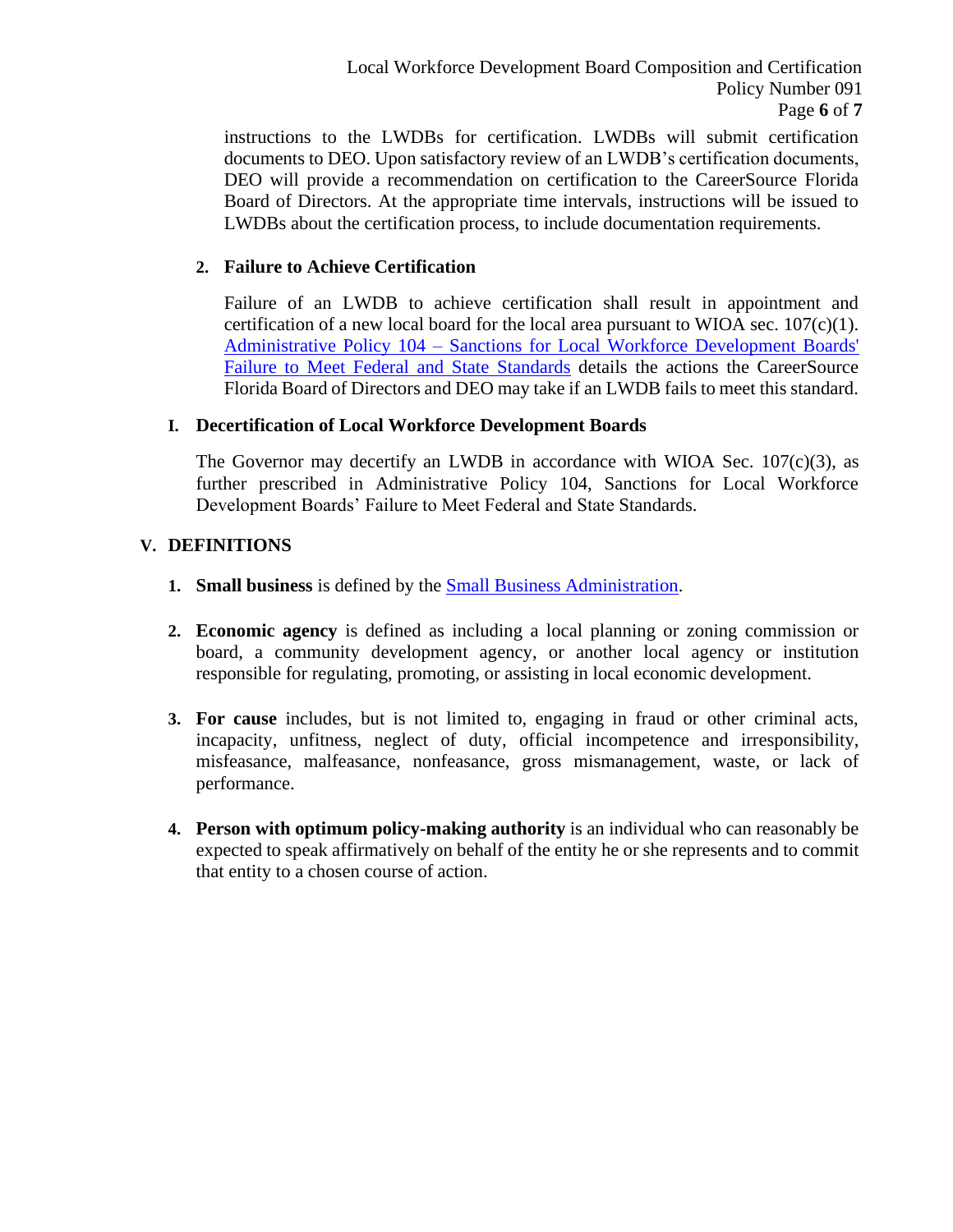instructions to the LWDBs for certification. LWDBs will submit certification documents to DEO. Upon satisfactory review of an LWDB's certification documents, DEO will provide a recommendation on certification to the CareerSource Florida Board of Directors. At the appropriate time intervals, instructions will be issued to LWDBs about the certification process, to include documentation requirements.

#### 2. Failure to Achieve Certification

Failure of an LWDB to achieve certification shall result in appointment and certification of a new local board for the local area pursuant to WIOA sec. 107(c)(1). Administrative Policy 104 – Sanctions for Local Workforce Development Boards' Failure to Meet Federal and State Standards details the actions the CareerSource Florida Board of Directors and DEO may take if an LWDB fails to meet this standard.

### I. Decertification of Local Workforce Development Boards

The Governor may decertify an LWDB in accordance with WIOA Sec. 107(c)(3), as further prescribed in Administrative Policy 104, Sanctions for Local Workforce Development Boards' Failure to Meet Federal and State Standards.

## V. DEFINITIONS

1. **Small business** is defined by the Small Business Administration.

2. **Economic agency** is defined as including a local planning or zoning commission or board, a community development agency, or another local agency or institution responsible for regulating, promoting, or assisting in local economic development.

3. **For cause** includes, but is not limited to, engaging in fraud or other criminal acts, incapacity, unfitness, neglect of duty, official incompetence and irresponsibility, misfeasance, malfeasance, nonfeasance, gross mismanagement, waste, or lack of performance.

4. **Person with optimum policy-making authority** is an individual who can reasonably be expected to speak affirmatively on behalf of the entity he or she represents and to commit that entity to a chosen course of action.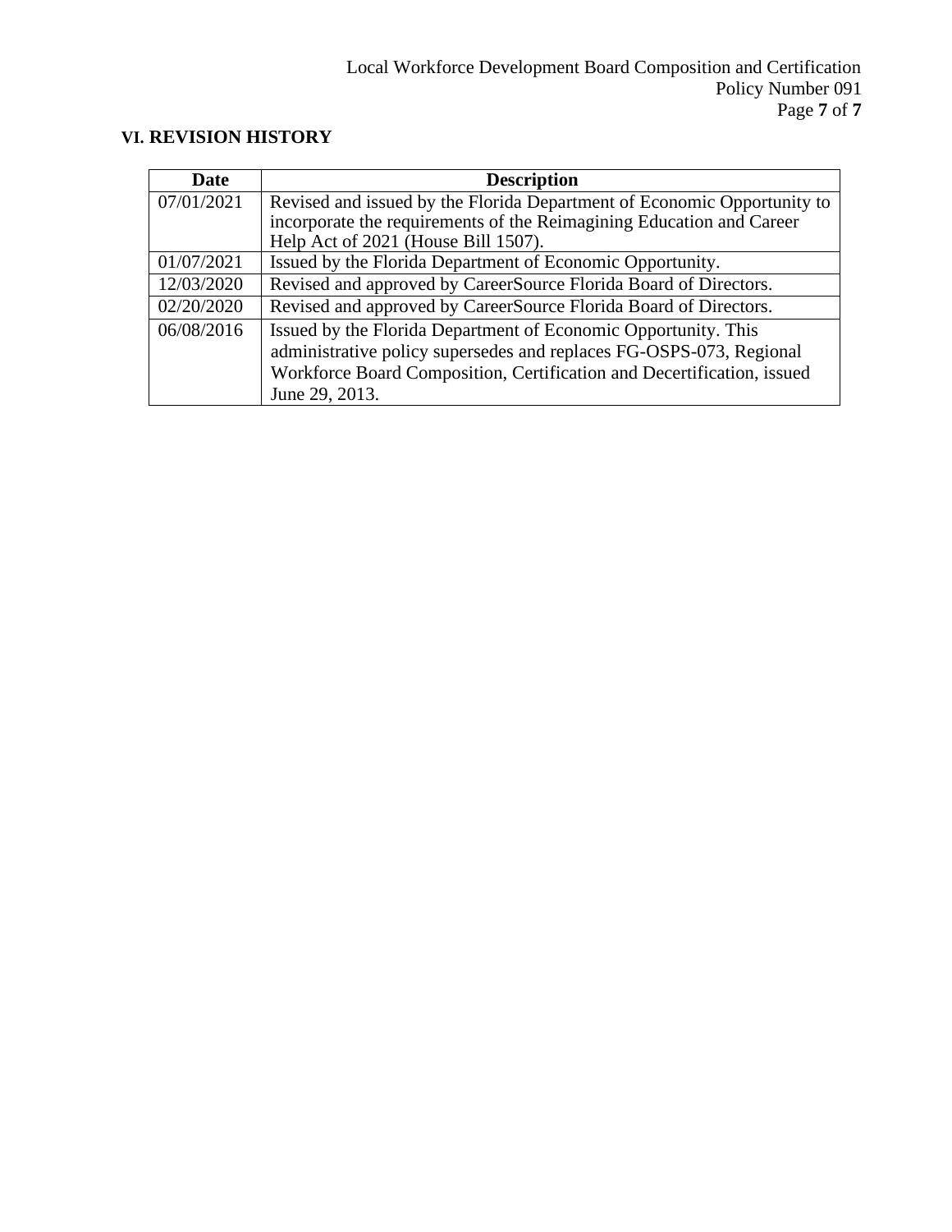## VI. REVISION HISTORY

| Date | Description |
|---|---|
| 07/01/2021 | Revised and issued by the Florida Department of Economic Opportunity to incorporate the requirements of the Reimagining Education and Career Help Act of 2021 (House Bill 1507). |
| 01/07/2021 | Issued by the Florida Department of Economic Opportunity. |
| 12/03/2020 | Revised and approved by CareerSource Florida Board of Directors. |
| 02/20/2020 | Revised and approved by CareerSource Florida Board of Directors. |
| 06/08/2016 | Issued by the Florida Department of Economic Opportunity. This administrative policy supersedes and replaces FG-OSPS-073, Regional Workforce Board Composition, Certification and Decertification, issued June 29, 2013. |